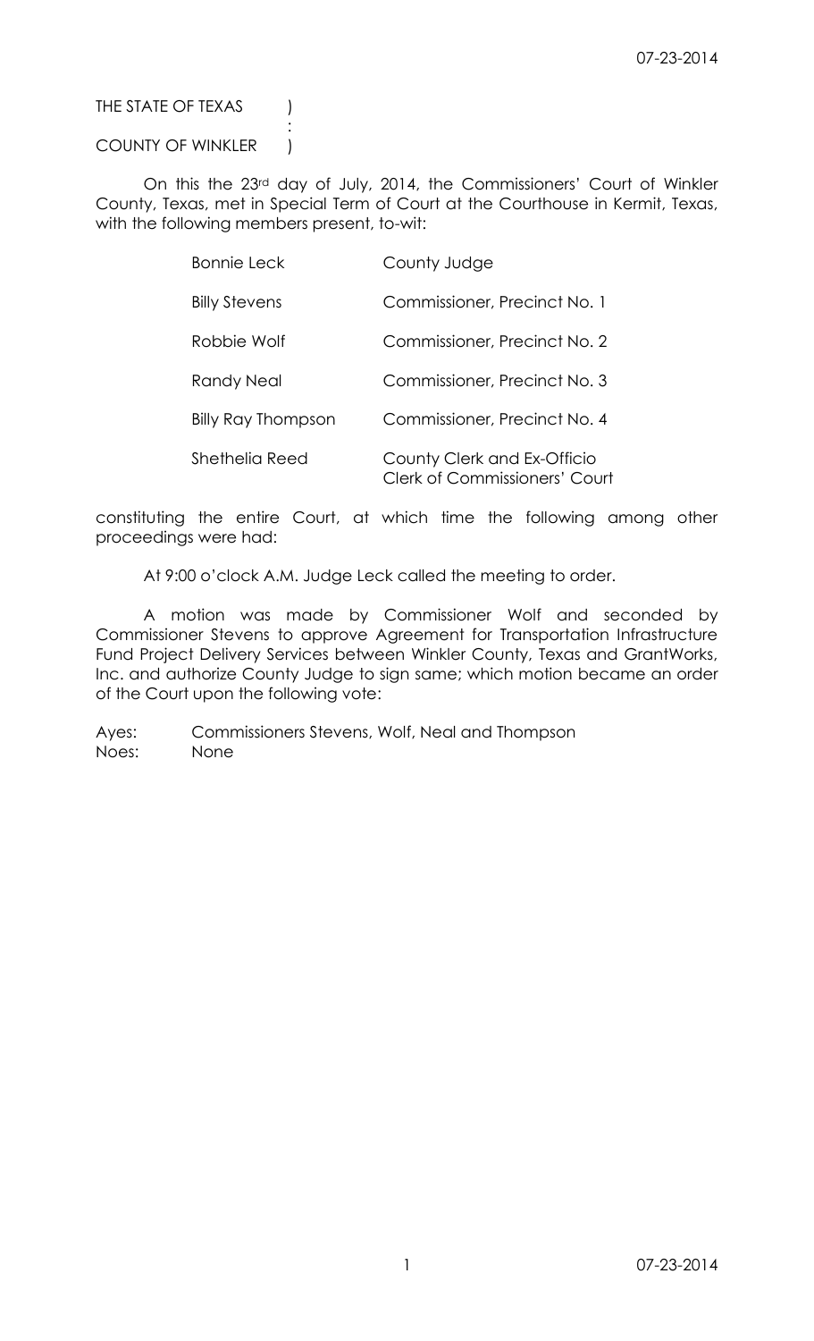THE STATE OF TEXAS )
:
COUNTY OF WINKLER )

On this the 23rd day of July, 2014, the Commissioners' Court of Winkler County, Texas, met in Special Term of Court at the Courthouse in Kermit, Texas, with the following members present, to-wit:

| | |
|---|---|
| Bonnie Leck | County Judge |
| Billy Stevens | Commissioner, Precinct No. 1 |
| Robbie Wolf | Commissioner, Precinct No. 2 |
| Randy Neal | Commissioner, Precinct No. 3 |
| Billy Ray Thompson | Commissioner, Precinct No. 4 |
| Shethelia Reed | County Clerk and Ex-Officio Clerk of Commissioners' Court |

constituting the entire Court, at which time the following among other proceedings were had:

At 9:00 o'clock A.M. Judge Leck called the meeting to order.

A motion was made by Commissioner Wolf and seconded by Commissioner Stevens to approve Agreement for Transportation Infrastructure Fund Project Delivery Services between Winkler County, Texas and GrantWorks, Inc. and authorize County Judge to sign same; which motion became an order of the Court upon the following vote:

Ayes: Commissioners Stevens, Wolf, Neal and Thompson
Noes: None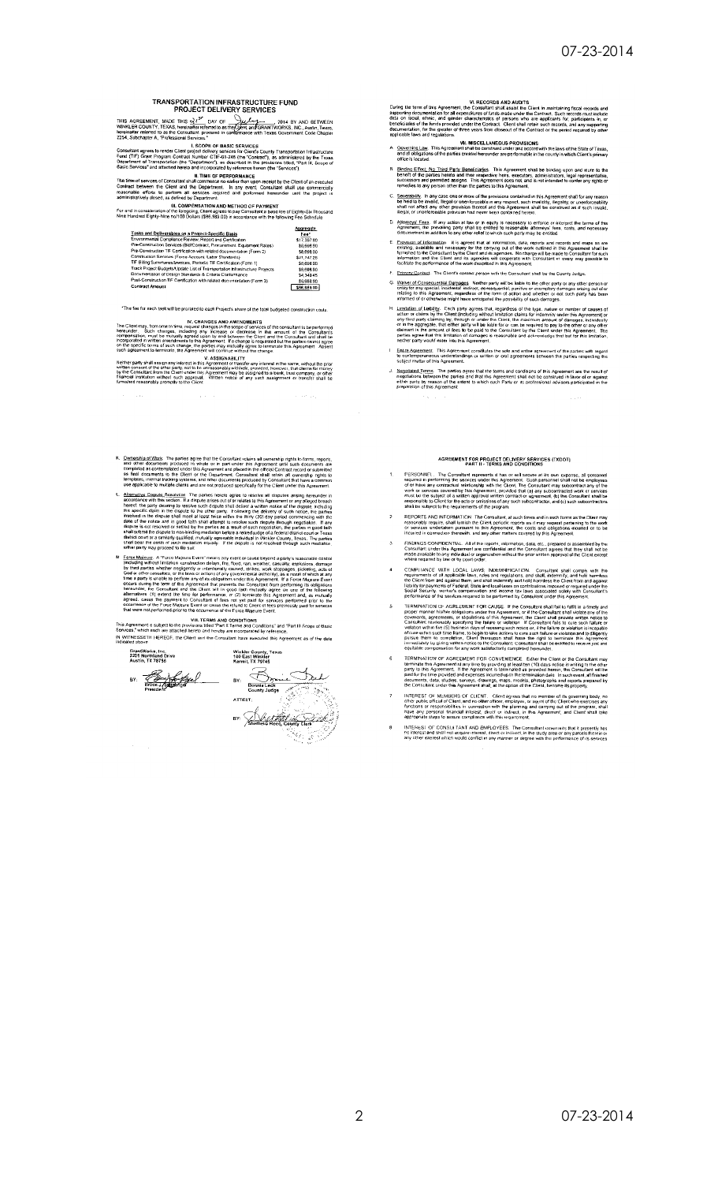# TRANSPORTATION INFRASTRUCTURE FUND PROJECT DELIVERY SERVICES

THIS AGREEMENT, MADE THIS 21st DAY OF July, 2014 BY AND BETWEEN WINKLER COUNTY, TEXAS, hereinafter referred to as the Client, and GRANTWORKS, INC., Austin, Texas, hereinafter referred to as the Consultant, procured in conformance with Texas Government Code Chapter 2254, Subchapter A, "Professional Services."

## I. SCOPE OF BASIC SERVICES

Consultant agrees to render Client project delivery services for Client's County Transportation Infrastructure Fund (TIF) Grant Program Contract Number CTIF-01-248 (the "Contract"), as administered by the Texas Department of Transportation (the "Department"), as described in the provisions titled, "Part III, Scope of Basic Services" and attached hereto and incorporated by reference herein (the "Services").

## II. TIME OF PERFORMANCE

The time of services of Consultant shall commence no earlier than upon receipt by the Client of an executed Contract between the Client and the Department. In any event, Consultant shall use commercially reasonable efforts to perform all services required and performed hereunder until the project is administratively closed, as defined by Department.

## III. COMPENSATION AND METHOD OF PAYMENT

For and in consideration of the foregoing, Client agrees to pay Consultant a base fee of Eighty-Six Thousand Nine Hundred Eighty-Nine no/100 Dollars ($86,989.00) in accordance with the following Fee Schedule:

| Tasks and Deliverables on a Project-Specific Basis | Aggregate Fee* |
|---|---|
| Environmental Compliance Review; Report and Certification | $17,397.80 |
| Pre-Construction Services (Bid/Contract, Procurement: Equipment Rates) | $8,698.90 |
| Pre-Construction TIF Certification with related documentation (Form 2) | $8,698.90 |
| Construction Services (Force Account, Labor Standards) | $21,747.25 |
| TIF Billing Summaries/Invoices, Periodic TIF Certification (Form 1) | $8,698.90 |
| Track Project Budgets/Update List of Transportation Infrastructure Projects | $8,698.90 |
| Documentation of Design Standards & Criteria Conformance | $4,349.45 |
| Post-Construction TIF Certification with related documentation (Form 3) | $8,698.90 |
| **Contract Amount** | **$86,989.00** |

*The fee for each task will be prorated to each Project's share of the total budgeted construction costs.

## IV. CHANGES AND AMENDMENTS

The Client may, from time to time, request changes in the scope of services of the consultant to be performed hereunder. Such changes, including any increase or decrease in the amount of the Consultant's compensation, must be mutually agreed upon by and between the Client and the Consultant and shall be incorporated in written amendments to the Agreement. If a change is requested but the parties cannot agree on the specific terms of such change, the parties may mutually agree to terminate this Agreement. Absent such agreement to terminate, this Agreement will continue without the change.

## V. ASSIGNABILITY

Neither party shall assign any interest in this Agreement or transfer any interest in the same, without the prior written consent of the other party, not to be unreasonably withheld, provided, however, that claims for money by the Consultant from the Client under this Agreement may be assigned to a bank, trust company, or other financial institution without such approval. Written notice of any such assignment or transfer shall be furnished promptly to the Client.

## VI. RECORDS AND AUDITS

During the term of this Agreement, the Consultant shall assist the Client in maintaining fiscal records and supporting documentation for all expenditures of funds made under the Contract. Such records must include data on racial, ethnic, and gender characteristics of persons who are applicants for, participants in, or beneficiaries of the funds provided under the Contract. Client shall retain such records, and any supporting documentation, for the greater of three years from closeout of the Contract or the period required by other applicable laws and regulations.

## VII. MISCELLANEOUS PROVISIONS

A. Governing Law. This Agreement shall be construed under and accord with the laws of the State of Texas, and all obligations of the parties created hereunder are performable in the county in which Client's primary office is located.

B. Binding Effect; No Third Party Beneficiaries. This Agreement shall be binding upon and inure to the benefit of the parties hereto and their respective heirs, executors, administrators, legal representatives, successors and permitted assigns. This Agreement does not and is not intended to confer any rights or remedies to any person other than the parties to this Agreement.

C. Severability. In any case one or more of the provisions contained in this Agreement shall for any reason be held to be invalid, illegal or unenforceable in any respect, such invalidity, illegality, or unenforceability shall not affect any other provision thereof and this Agreement shall be construed as if such invalid, illegal, or unenforceable provision had never been contained herein.

D. Attorneys' Fees. If any action at law or in equity is necessary to enforce or interpret the terms of this Agreement, the prevailing party shall be entitled to reasonable attorneys' fees, costs, and necessary disbursements in addition to any other relief to which such party may be entitled.

E. Provision of Information. It is agreed that all information, data, reports and records and maps as are existing, available and necessary for the carrying out of the work outlined in this Agreement shall be furnished to the Consultant by the Client and its agencies. No charge will be made to Consultant for such information and the Client and its agencies will cooperate with Consultant in every way possible to facilitate the performance of the work described in this Agreement.

F. Primary Contact. The Client's contact person with the Consultant shall be the County Judge.

G. Waiver of Consequential Damages. Neither party will be liable to the other party or any other person or entity for any special, incidental, indirect, consequential, punitive or exemplary damages arising out of or relating to this Agreement, regardless of the form of action and whether or not such party has been informed of or otherwise might have anticipated the possibility of such damages.

H. Limitation of Liability. Each party agrees that, regardless of the type, nature or number of causes of action or claims by the Client (including without limitation claims for indemnity under this Agreement) or any third party claiming by, through or under the Client, the maximum amount of damages, individually or in the aggregate, that either party will be liable for or can be required to pay to the other or any other claimant is the amount of fees to be paid to the Consultant by the Client under this Agreement. The parties agree that this limitation of damages is reasonable and acknowledge that but for this limitation, neither party would enter into this Agreement.

I. Entire Agreement. This Agreement constitutes the sole and entire agreement of the parties with regard to contemporaneous understandings or written or oral agreements between the parties respecting the subject matter of this Agreement.

J. Negotiated Terms. The parties agree that the terms and conditions of this Agreement are the result of negotiations between the parties and that this Agreement shall not be construed in favor of or against either party by reason of the extent to which such Party or its professional advisors participated in the preparation of this Agreement.

K. Ownership of Work. The parties agree that the Consultant retains all ownership rights to forms, reports, and other documents produced in whole or in part under this Agreement until such documents are completed as contemplated under this Agreement and placed in the official Contract record or submitted as final documents to the Client or the Department. Consultant shall retain all ownership rights to templates, internal tracking systems, and other documents produced by Consultant that have a common use applicable to multiple clients and are not produced specifically for the Client under this Agreement.

L. Alternative Dispute Resolution. The parties hereto agree to resolve all disputes arising hereunder in accordance with this section. If a dispute arises out of or relates to this Agreement or any alleged breach hereof, the party desiring to resolve such dispute shall deliver a written notice of the dispute, including the specific claim in dispute to the other party. Following the delivery of such notice, the parties involved in the dispute shall meet at least twice within the thirty (30) day period commencing with the date of the notice and in good faith shall attempt to resolve such dispute through negotiation. If any dispute is not resolved or settled by the parties as a result of such negotiation, the parties in good faith shall submit the dispute to non-binding mediation before a retired judge of a federal district court or Texas district court or a similarly qualified, mutually agreeable individual in Winkler County, Texas. The parties shall bear the costs of such mediation equally. If the dispute is not resolved through such mediation, either party may proceed to file suit.

M. Force Majeure. A "Force Majeure Event" means any event or cause beyond a party's reasonable control (including without limitation construction delays, fire, flood, rain, weather, casualty, explosions, damage by third parties, whether negligently or intentionally caused, strikes, work stoppages, picketing, acts of God or other casualties, or the laws or actions of any governmental authority) as a result of which at any time a party is unable to perform any of its obligations under this Agreement. If a Force Majeure Event occurs during the term of this Agreement that prevents the Consultant from performing its obligations hereunder, the Consultant and the Client will in good faith mutually agree on one of the following alternatives: (1) extend the time for performance, or (2) terminate this Agreement and, as mutually agreed, cause the payment to Consultant of fees not yet paid for services performed prior to the occurrence of the Force Majeure Event or cause the refund to Client of fees previously paid for services that were not performed prior to the occurrence of the Force Majeure Event.

## VIII. TERMS AND CONDITIONS

This Agreement is subject to the provisions titled "Part II Terms and Conditions" and "Part III Scope of Basic Services" which are attached hereto and hereby are incorporated by reference.

IN WITNESSETH HEREOF, the Client and the Consultant have executed this Agreement as of the date indicated above.

GrantWorks, Inc.
2201 Northland Drive
Austin, TX 78756

BY: ____________________
Bruce [illegible], President

Winkler County, Texas
100 East Winkler
Kermit, TX 79745

BY: ____________________
Bonnie Leck, County Judge

ATTEST:

BY: ____________________
Shethelia Reed, County Clerk

# AGREEMENT FOR PROJECT DELIVERY SERVICES (TXDOT) PART II – TERMS AND CONDITIONS

1. PERSONNEL. The Consultant represents it has or will secure at its own expense, all personnel required in performing the services under this Agreement. Such personnel shall not be employees of or have any contractual relationship with the Client. The Consultant may subcontract any of the work or services covered by this Agreement, provided that (a) any subcontracted work or services must not be the subject of a written approval written contractor agreement; (b) the Consultant shall be responsible to Client for the acts or omissions of any such subcontractor, and (c) such subcontractors shall be subject to the requirements of the program.

2. REPORTS AND INFORMATION. The Consultant, at such times and in such forms as the Client may reasonably require, shall furnish the Client periodic reports as it may request pertaining to the work or services undertaken pursuant to this Agreement, the costs and obligations incurred or to be incurred in connection therewith, and any other matters covered by this Agreement.

3. FINDINGS CONFIDENTIAL. All of the reports, information, data, etc., prepared or assembled by the Consultant under this Agreement are confidential and the Consultant agrees that they shall not be made available to any individual or organization without the prior written approval of the Client except where required by law or by court order.

4. COMPLIANCE WITH LOCAL LAWS; INDEMNIFICATION. Consultant shall comply with the requirements of all applicable laws, rules and regulations, and shall indemnify, and hold harmless the Client from and against, and shall indemnify and hold harmless the Client from and against liability for payments of Federal, State and local taxes on contributions imposed or required under the Social Security, worker's compensation and income tax laws associated solely with Consultant's performance of the services required to be performed by Consultant under this Agreement.

5. TERMINATION OF AGREEMENT FOR CAUSE. If the Consultant shall fail to fulfill in a timely and proper manner his/her obligations under this Agreement, or if the Consultant shall violate any of the covenants, agreements, or stipulations of this Agreement, the Client shall provide written notice to Consultant reasonably specifying the failure or violation. If Consultant fails to cure such failure or violation within five (5) business days of receiving such notice, or, if the failure or violation is incapable of cure within such time frame, to begin to take actions to cure such failure or violation and to diligently pursue them to completion, Client thereupon shall have the right to terminate this Agreement immediately by giving written notice to the Consultant. Consultant shall be entitled to receive just and equitable compensation for any work satisfactorily completed hereunder.

6. TERMINATION OF AGREEMENT FOR CONVENIENCE. Either the Client or the Consultant may terminate this Agreement at any time by providing at least ten (10) days notice in writing to the other party to this Agreement. If the Agreement is terminated as provided herein, the Consultant will be paid for the time provided and expenses incurred up to the termination date. In such event, all finished documents, data, studies, surveys, drawings, maps, models, photographs and reports prepared by the Consultant under this Agreement shall, at the option of the Client, become its property.

7. INTEREST OF MEMBERS OF CLIENT. Client agrees that no member of its governing body, no other public official of Client, and no other officer, employee, or agent of the Client who exercises any functions or responsibilities in connection with the planning and carrying out of the program, shall have any personal financial interest, direct or indirect, in this Agreement; and Client shall take appropriate steps to assure compliance with this requirement.

8. INTEREST OF CONSULTANT AND EMPLOYEES. The Consultant covenants that it presently has no interest and shall not acquire interest, direct or indirect, in the study area or any parcels therein or any other interest which would conflict in any manner or degree with the performance of its services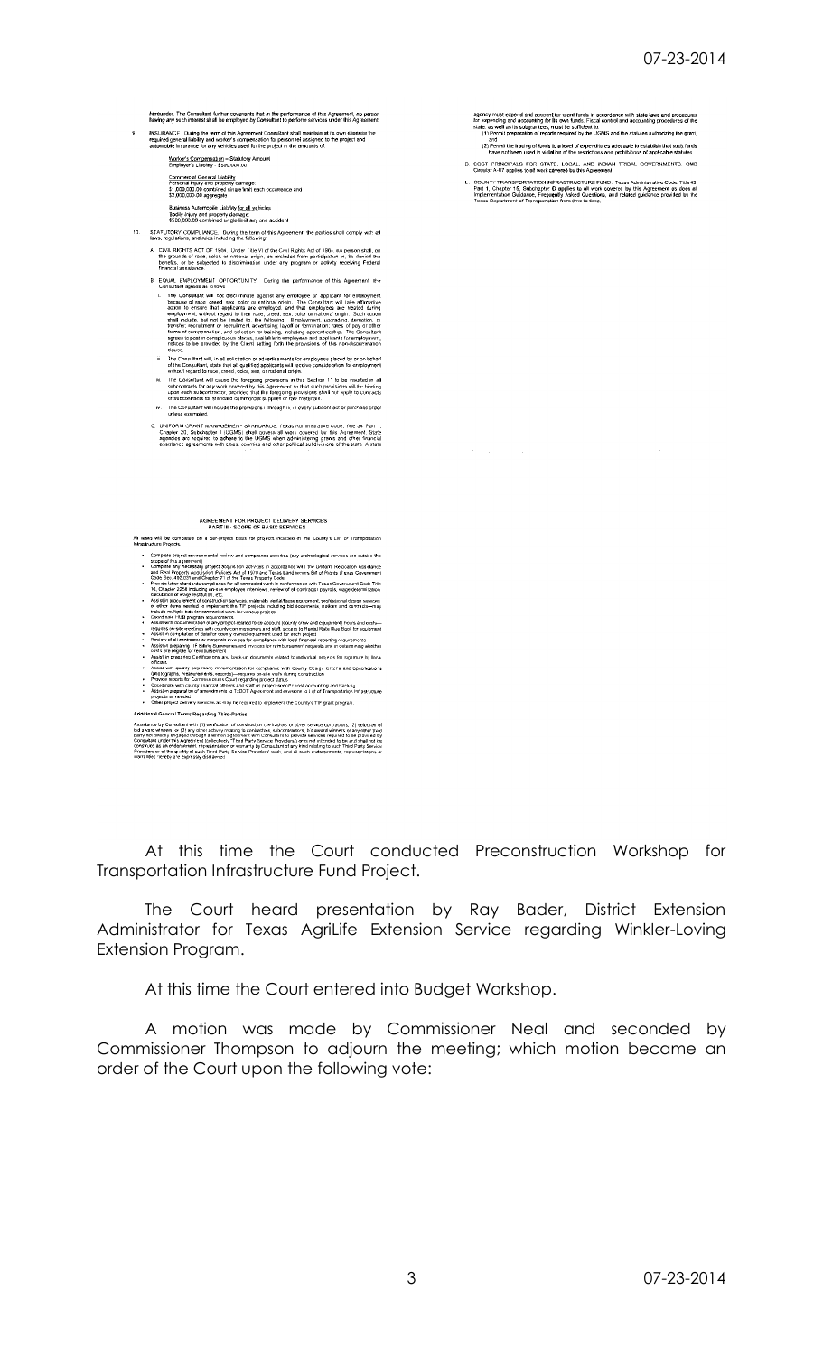thereunder. The Consultant further covenants that in the performance of this Agreement, no person having any such interest shall be employed by Consultant to perform services under this Agreement.

9. INSURANCE. During the term of this Agreement Consultant shall maintain at its own expense the required general liability and worker's compensation for personnel assigned to the project and automobile insurance for any vehicles used for the project in the amounts of:

   Worker's Compensation – Statutory Amount
   Employer's Liability - $100,000.00

   Commercial General Liability
   Personal injury and property damage:
   $1,000,000.00 combined single limit each occurrence and
   $2,000,000.00 aggregate

   Business Automobile Liability for all vehicles
   Bodily injury and property damage:
   $500,000.00 combined single limit any one accident

10. STATUTORY COMPLIANCE. During the term of this Agreement, the parties shall comply with all laws, regulations, and rules including the following:

   A. CIVIL RIGHTS ACT OF 1964. Under Title VI of the Civil Rights Act of 1964, no person shall, on the grounds of race, color, or national origin, be excluded from participation in, be denied the benefits, or be subjected to discrimination under any program or activity receiving Federal financial assistance.

   B. EQUAL EMPLOYMENT OPPORTUNITY. During the performance of this Agreement, the Consultant agrees as follows:

      i. The Consultant will not discriminate against any employee or applicant for employment because of race, creed, sex, color or national origin. The Consultant will take affirmative action to ensure that applicants are employed, and that employees are treated during employment, without regard to their race, creed, sex, color or national origin. Such action shall include, but not be limited to, the following: Employment, upgrading, demotion, or transfer, recruitment or recruitment advertising; layoff or termination; rates of pay or other forms of compensation; and selection for training, including apprenticeship. The Consultant agrees to post in conspicuous places, available to employees and applicants for employment, notices to be provided by the Client setting forth the provisions of this non-discrimination clause.

      ii. The Consultant will, in all solicitation or advertisements for employees placed by or on behalf of the Consultant, state that all qualified applicants will receive consideration for employment without regard to race, creed, color, sex, or national origin.

      iii. The Consultant will cause the foregoing provisions in this Section 11 to be inserted in all subcontracts for any work covered by this Agreement so that such provisions will be binding upon each subcontractor, provided that the foregoing provisions shall not apply to contracts or subcontracts for standard commercial supplies or raw materials.

      iv. The Consultant will include the provisions i. through iii. in every subcontract or purchase order unless exempted.

   C. UNIFORM GRANT MANAGEMENT STANDARDS. Texas Administrative Code, Title 34, Part 1, Chapter 20, Subchapter I (UGMS) shall govern all work covered by this Agreement. State agencies are required to adhere to the UGMS when administering grants and other financial assistance agreements with cities, counties and other political subdivisions of the state. A state agency must expend and account for grant funds in accordance with state laws and procedures for expending and accounting for its own funds. Fiscal control and accounting procedures of the state, as well as its subgrantees, must be sufficient to:
      (1) Permit preparation of reports required by the UGMS and the statutes authorizing the grant, and
      (2) Permit the tracing of funds to a level of expenditures adequate to establish that such funds have not been used in violation of the restrictions and prohibitions of applicable statutes.

   D. COST PRINCIPALS FOR STATE, LOCAL, AND INDIAN TRIBAL GOVERNMENTS. OMB Circular A-87 applies to all work covered by this Agreement.

   E. COUNTY TRANSPORTATION INFRASTRUCTURE FUND. Texas Administrative Code, Title 43, Part 1, Chapter 15, Subchapter D applies to all work covered by this Agreement as does all Implementation Guidance, Frequently Asked Questions, and related guidance provided by the Texas Department of Transportation from time to time.

## AGREEMENT FOR PROJECT DELIVERY SERVICES
### PART III - SCOPE OF BASIC SERVICES

All tasks will be completed on a per-project basis for projects included in the County's List of Transportation Infrastructure Projects.

- Complete project environmental review and compliance activities (any archeological services are outside the scope of this agreement)
- Complete any necessary project acquisition activities in accordance with the Uniform Relocation Assistance and Real Property Acquisition Policies Act of 1970 and Texas Landowners Bill of Rights (Texas Government Code Sec. 402.031 and Chapter 21 of the Texas Property Code)
- Provide labor standards compliance for all contracted work in conformance with Texas Government Code Title 10, Chapter 2258 including on-site employee interviews, review of all contractor payrolls, wage determination calculation of wage restitution, etc.
- Assist in procurement of construction services, materials rental/leased equipment, professional design services or other items needed to implement the TIF projects including bid documents, notices and contracts—may include multiple bids/or contracted work for various projects
- Coordinate TIF program requirements
- Assist with documentation of any project related force account (county crew and equipment) hours and costs—requires on-site meetings with county commissioners and staff, access to Rental Rate Blue Book for equipment
- Assist in compilation of data for county owned equipment used for each project
- Review of all contractor or materials invoices for compliance with local financial reporting requirements
- Assist in preparing TIF Billing Summaries and invoices for reimbursement requests and in determining whether costs are eligible for reimbursement
- Assist in preparing Certifications and back-up documents related to individual projects for signature by local officials
- Assist with quality assurance documentation for compliance with County Design Criteria and Specifications (photographs, measurements, records)—requires on-site visits during construction
- Provide reports for Commissioners Court regarding project status
- Coordinate with county financial officers and staff on project-specific cost accounting and tracking
- Assist in preparation of amendments to TxDOT Agreement and revisions to List of Transportation Infrastructure projects as needed
- Other project delivery services as may be required to implement the County's TIF grant program.

**Additional General Terms Regarding Third-Parties**

Assistance by Consultant with (1) verification of construction contractors or other service contractors, (2) selection of bid award winners, or (3) any other activity relating to contractors, subcontractors, bid award winners or any other third party not directly engaged through a written agreement with Consultant to provide services required to be provided by Consultant under this Agreement (collectively "Third Party Service Providers") is not and is not intended to be and shall not be construed as an endorsement, representation or warranty by Consultant of any kind relating to such Third Party Service Providers or of the quality of such Third Party Service Providers' work, and all such endorsements, representations or warranties hereby are expressly disclaimed.

At this time the Court conducted Preconstruction Workshop for Transportation Infrastructure Fund Project.

The Court heard presentation by Ray Bader, District Extension Administrator for Texas AgriLife Extension Service regarding Winkler-Loving Extension Program.

At this time the Court entered into Budget Workshop.

A motion was made by Commissioner Neal and seconded by Commissioner Thompson to adjourn the meeting; which motion became an order of the Court upon the following vote: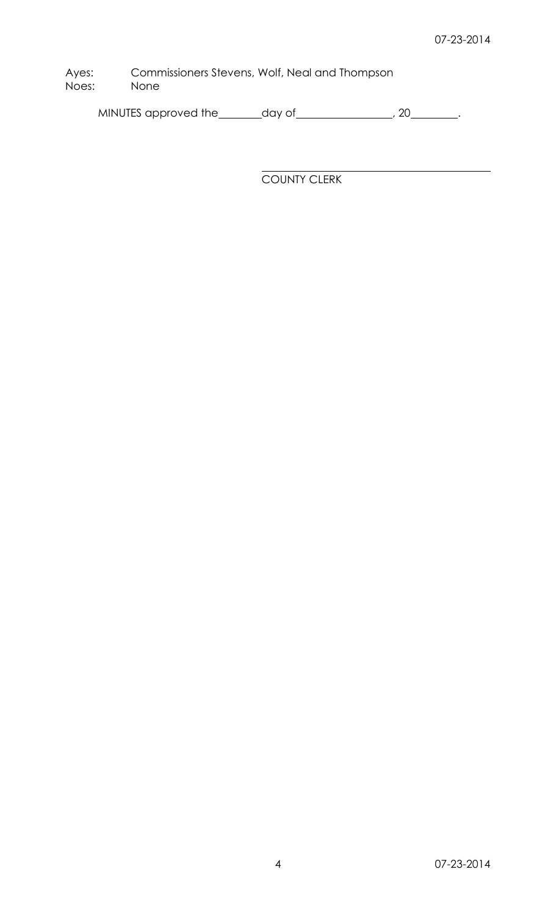Ayes: Commissioners Stevens, Wolf, Neal and Thompson
Noes: None

MINUTES approved the\_\_\_\_\_\_\_\_day of\_\_\_\_\_\_\_\_\_\_\_\_\_\_\_\_\_\_, 20\_\_\_\_\_\_\_\_\_.

\_\_\_\_\_\_\_\_\_\_\_\_\_\_\_\_\_\_\_\_\_\_\_\_\_\_\_\_\_\_\_\_\_\_\_\_\_\_\_\_
COUNTY CLERK